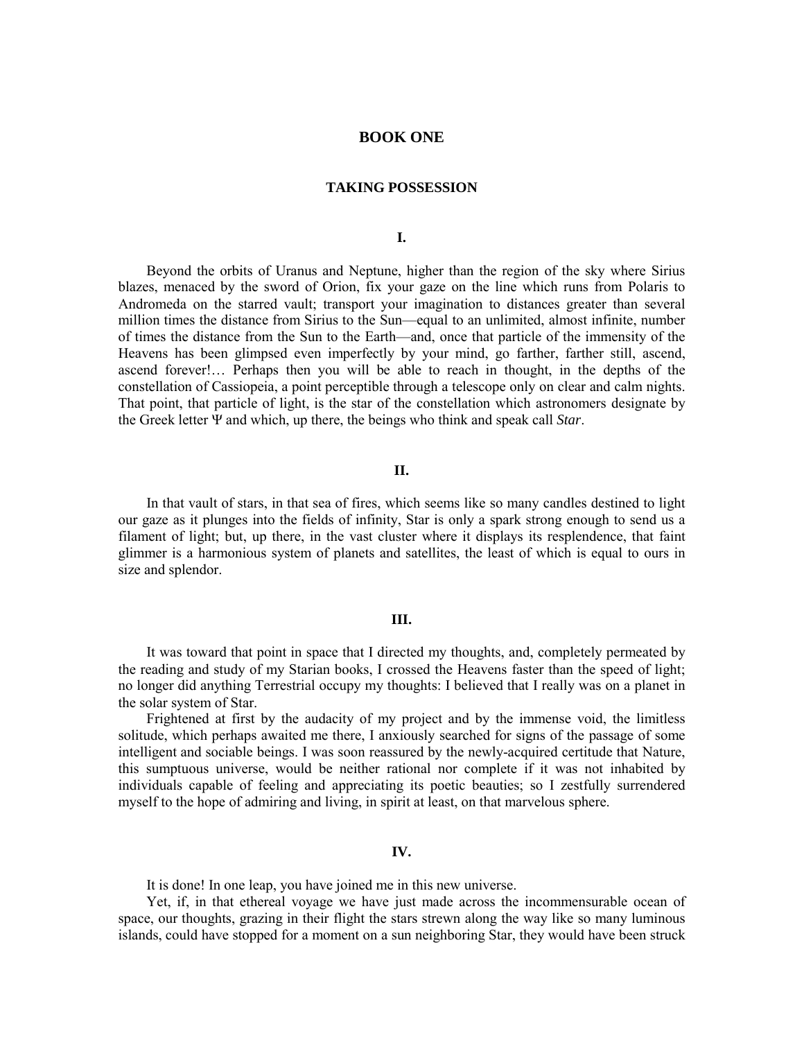# BOOK ONE

## TAKING POSSESSION

### I.

Beyond the orbits of Uranus and Neptune, higher than the region of the sky where Sirius blazes, menaced by the sword of Orion, fix your gaze on the line which runs from Polaris to Andromeda on the starred vault; transport your imagination to distances greater than several million times the distance from Sirius to the Sun—equal to an unlimited, almost infinite, number of times the distance from the Sun to the Earth—and, once that particle of the immensity of the Heavens has been glimpsed even imperfectly by your mind, go farther, farther still, ascend, ascend forever!… Perhaps then you will be able to reach in thought, in the depths of the constellation of Cassiopeia, a point perceptible through a telescope only on clear and calm nights. That point, that particle of light, is the star of the constellation which astronomers designate by the Greek letter Ψ and which, up there, the beings who think and speak call *Star*.

### II.

In that vault of stars, in that sea of fires, which seems like so many candles destined to light our gaze as it plunges into the fields of infinity, Star is only a spark strong enough to send us a filament of light; but, up there, in the vast cluster where it displays its resplendence, that faint glimmer is a harmonious system of planets and satellites, the least of which is equal to ours in size and splendor.

### III.

It was toward that point in space that I directed my thoughts, and, completely permeated by the reading and study of my Starian books, I crossed the Heavens faster than the speed of light; no longer did anything Terrestrial occupy my thoughts: I believed that I really was on a planet in the solar system of Star.

Frightened at first by the audacity of my project and by the immense void, the limitless solitude, which perhaps awaited me there, I anxiously searched for signs of the passage of some intelligent and sociable beings. I was soon reassured by the newly-acquired certitude that Nature, this sumptuous universe, would be neither rational nor complete if it was not inhabited by individuals capable of feeling and appreciating its poetic beauties; so I zestfully surrendered myself to the hope of admiring and living, in spirit at least, on that marvelous sphere.

### IV.

It is done! In one leap, you have joined me in this new universe.

Yet, if, in that ethereal voyage we have just made across the incommensurable ocean of space, our thoughts, grazing in their flight the stars strewn along the way like so many luminous islands, could have stopped for a moment on a sun neighboring Star, they would have been struck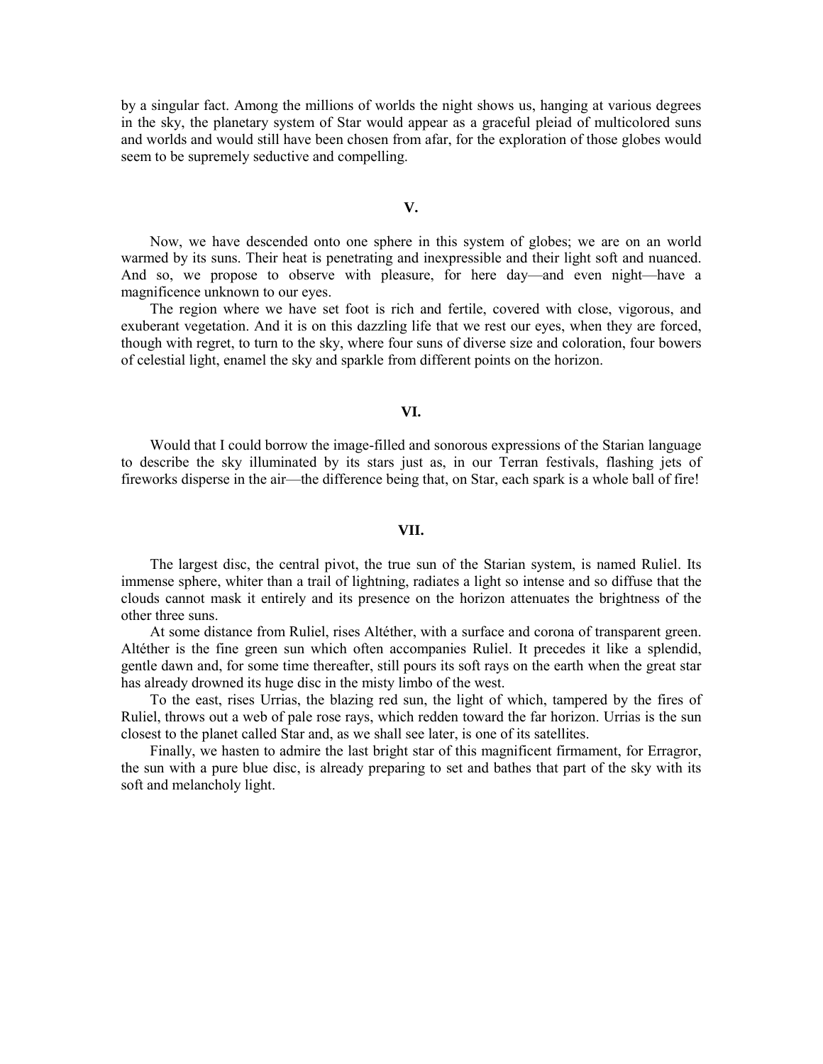by a singular fact. Among the millions of worlds the night shows us, hanging at various degrees in the sky, the planetary system of Star would appear as a graceful pleiad of multicolored suns and worlds and would still have been chosen from afar, for the exploration of those globes would seem to be supremely seductive and compelling.

## V.

Now, we have descended onto one sphere in this system of globes; we are on an world warmed by its suns. Their heat is penetrating and inexpressible and their light soft and nuanced. And so, we propose to observe with pleasure, for here day—and even night—have a magnificence unknown to our eyes.

The region where we have set foot is rich and fertile, covered with close, vigorous, and exuberant vegetation. And it is on this dazzling life that we rest our eyes, when they are forced, though with regret, to turn to the sky, where four suns of diverse size and coloration, four bowers of celestial light, enamel the sky and sparkle from different points on the horizon.

## VI.

Would that I could borrow the image-filled and sonorous expressions of the Starian language to describe the sky illuminated by its stars just as, in our Terran festivals, flashing jets of fireworks disperse in the air—the difference being that, on Star, each spark is a whole ball of fire!

## VII.

The largest disc, the central pivot, the true sun of the Starian system, is named Ruliel. Its immense sphere, whiter than a trail of lightning, radiates a light so intense and so diffuse that the clouds cannot mask it entirely and its presence on the horizon attenuates the brightness of the other three suns.

At some distance from Ruliel, rises Altéther, with a surface and corona of transparent green. Altéther is the fine green sun which often accompanies Ruliel. It precedes it like a splendid, gentle dawn and, for some time thereafter, still pours its soft rays on the earth when the great star has already drowned its huge disc in the misty limbo of the west.

To the east, rises Urrias, the blazing red sun, the light of which, tampered by the fires of Ruliel, throws out a web of pale rose rays, which redden toward the far horizon. Urrias is the sun closest to the planet called Star and, as we shall see later, is one of its satellites.

Finally, we hasten to admire the last bright star of this magnificent firmament, for Erragror, the sun with a pure blue disc, is already preparing to set and bathes that part of the sky with its soft and melancholy light.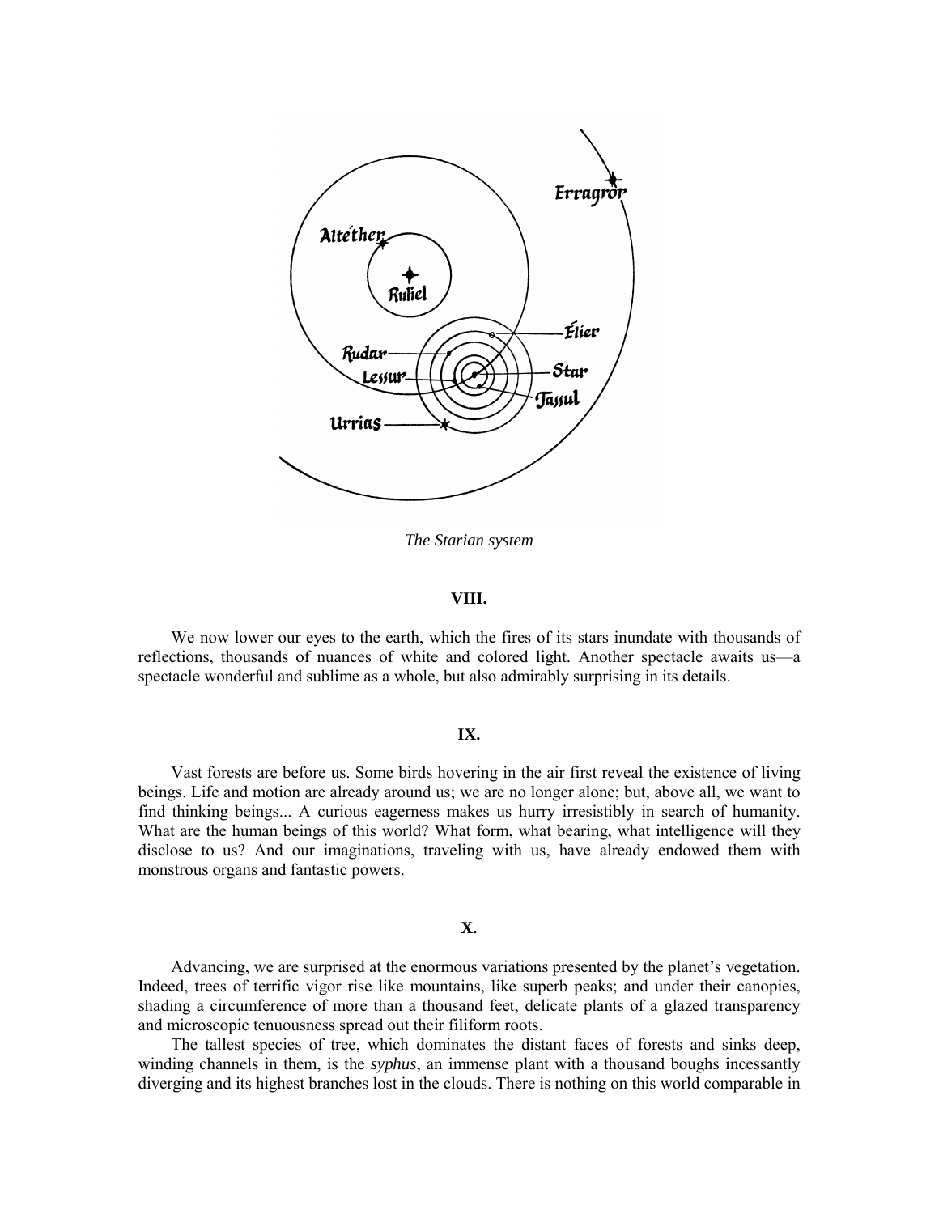*The Starian system*

### VIII.

We now lower our eyes to the earth, which the fires of its stars inundate with thousands of reflections, thousands of nuances of white and colored light. Another spectacle awaits us—a spectacle wonderful and sublime as a whole, but also admirably surprising in its details.

### IX.

Vast forests are before us. Some birds hovering in the air first reveal the existence of living beings. Life and motion are already around us; we are no longer alone; but, above all, we want to find thinking beings... A curious eagerness makes us hurry irresistibly in search of humanity. What are the human beings of this world? What form, what bearing, what intelligence will they disclose to us? And our imaginations, traveling with us, have already endowed them with monstrous organs and fantastic powers.

### X.

Advancing, we are surprised at the enormous variations presented by the planet's vegetation. Indeed, trees of terrific vigor rise like mountains, like superb peaks; and under their canopies, shading a circumference of more than a thousand feet, delicate plants of a glazed transparency and microscopic tenuousness spread out their filiform roots.

The tallest species of tree, which dominates the distant faces of forests and sinks deep, winding channels in them, is the *syphus*, an immense plant with a thousand boughs incessantly diverging and its highest branches lost in the clouds. There is nothing on this world comparable in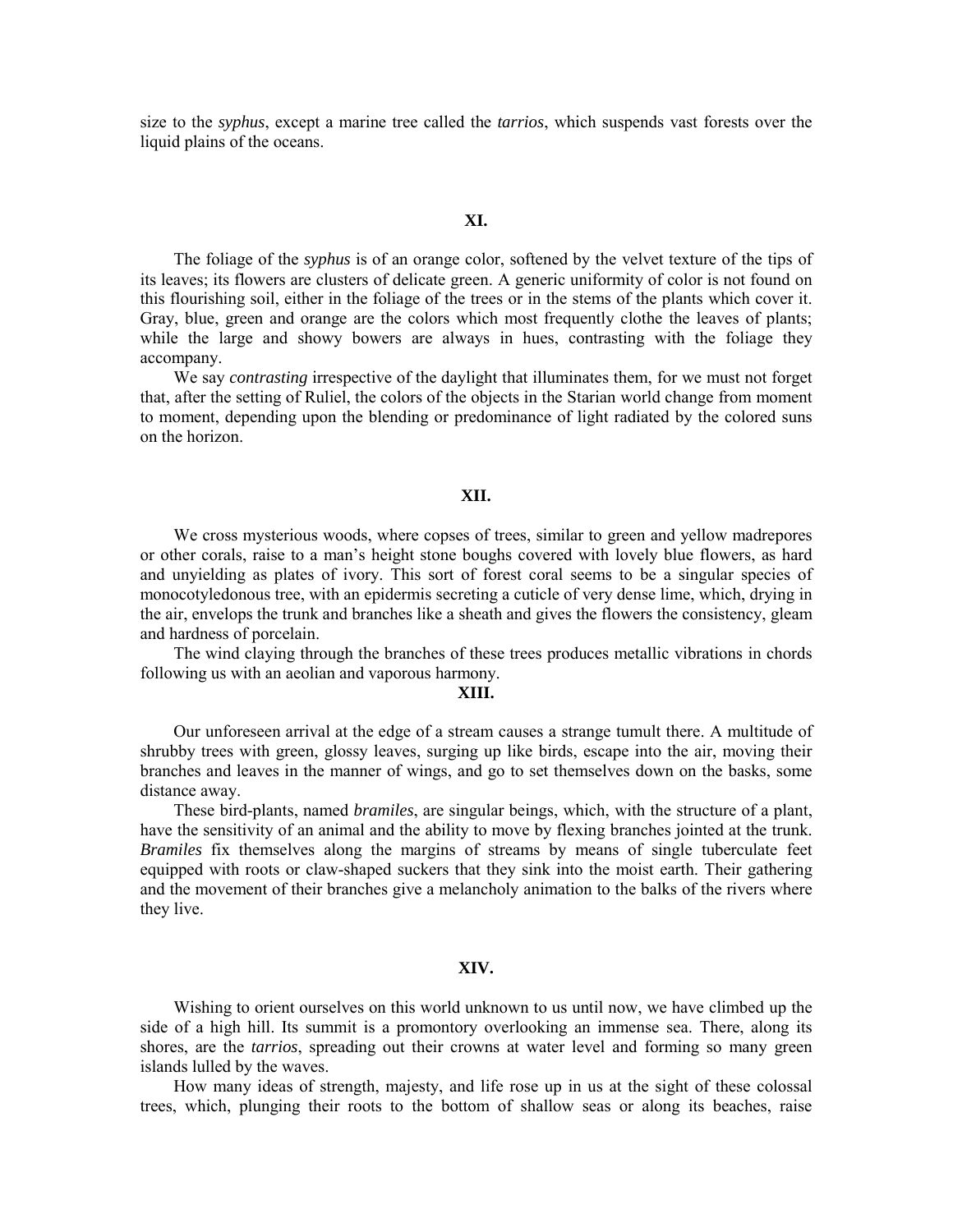size to the *syphus*, except a marine tree called the *tarrios*, which suspends vast forests over the liquid plains of the oceans.

## XI.

The foliage of the *syphus* is of an orange color, softened by the velvet texture of the tips of its leaves; its flowers are clusters of delicate green. A generic uniformity of color is not found on this flourishing soil, either in the foliage of the trees or in the stems of the plants which cover it. Gray, blue, green and orange are the colors which most frequently clothe the leaves of plants; while the large and showy bowers are always in hues, contrasting with the foliage they accompany.

We say *contrasting* irrespective of the daylight that illuminates them, for we must not forget that, after the setting of Ruliel, the colors of the objects in the Starian world change from moment to moment, depending upon the blending or predominance of light radiated by the colored suns on the horizon.

## XII.

We cross mysterious woods, where copses of trees, similar to green and yellow madrepores or other corals, raise to a man's height stone boughs covered with lovely blue flowers, as hard and unyielding as plates of ivory. This sort of forest coral seems to be a singular species of monocotyledonous tree, with an epidermis secreting a cuticle of very dense lime, which, drying in the air, envelops the trunk and branches like a sheath and gives the flowers the consistency, gleam and hardness of porcelain.

The wind claying through the branches of these trees produces metallic vibrations in chords following us with an aeolian and vaporous harmony.

## XIII.

Our unforeseen arrival at the edge of a stream causes a strange tumult there. A multitude of shrubby trees with green, glossy leaves, surging up like birds, escape into the air, moving their branches and leaves in the manner of wings, and go to set themselves down on the basks, some distance away.

These bird-plants, named *bramiles*, are singular beings, which, with the structure of a plant, have the sensitivity of an animal and the ability to move by flexing branches jointed at the trunk. *Bramiles* fix themselves along the margins of streams by means of single tuberculate feet equipped with roots or claw-shaped suckers that they sink into the moist earth. Their gathering and the movement of their branches give a melancholy animation to the balks of the rivers where they live.

## XIV.

Wishing to orient ourselves on this world unknown to us until now, we have climbed up the side of a high hill. Its summit is a promontory overlooking an immense sea. There, along its shores, are the *tarrios*, spreading out their crowns at water level and forming so many green islands lulled by the waves.

How many ideas of strength, majesty, and life rose up in us at the sight of these colossal trees, which, plunging their roots to the bottom of shallow seas or along its beaches, raise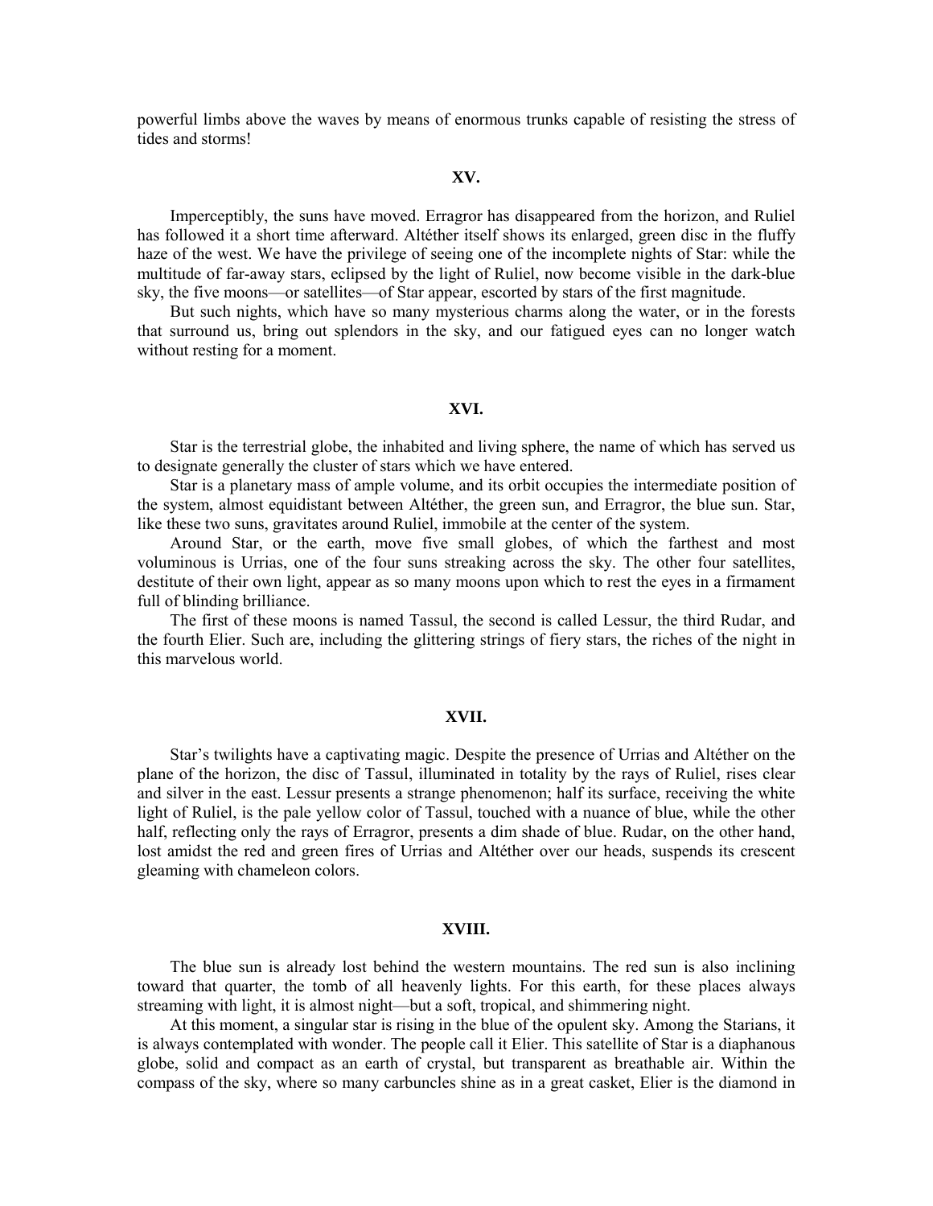powerful limbs above the waves by means of enormous trunks capable of resisting the stress of tides and storms!

### XV.

Imperceptibly, the suns have moved. Erragror has disappeared from the horizon, and Ruliel has followed it a short time afterward. Altéther itself shows its enlarged, green disc in the fluffy haze of the west. We have the privilege of seeing one of the incomplete nights of Star: while the multitude of far-away stars, eclipsed by the light of Ruliel, now become visible in the dark-blue sky, the five moons—or satellites—of Star appear, escorted by stars of the first magnitude.

But such nights, which have so many mysterious charms along the water, or in the forests that surround us, bring out splendors in the sky, and our fatigued eyes can no longer watch without resting for a moment.

### XVI.

Star is the terrestrial globe, the inhabited and living sphere, the name of which has served us to designate generally the cluster of stars which we have entered.

Star is a planetary mass of ample volume, and its orbit occupies the intermediate position of the system, almost equidistant between Altéther, the green sun, and Erragror, the blue sun. Star, like these two suns, gravitates around Ruliel, immobile at the center of the system.

Around Star, or the earth, move five small globes, of which the farthest and most voluminous is Urrias, one of the four suns streaking across the sky. The other four satellites, destitute of their own light, appear as so many moons upon which to rest the eyes in a firmament full of blinding brilliance.

The first of these moons is named Tassul, the second is called Lessur, the third Rudar, and the fourth Elier. Such are, including the glittering strings of fiery stars, the riches of the night in this marvelous world.

### XVII.

Star's twilights have a captivating magic. Despite the presence of Urrias and Altéther on the plane of the horizon, the disc of Tassul, illuminated in totality by the rays of Ruliel, rises clear and silver in the east. Lessur presents a strange phenomenon; half its surface, receiving the white light of Ruliel, is the pale yellow color of Tassul, touched with a nuance of blue, while the other half, reflecting only the rays of Erragror, presents a dim shade of blue. Rudar, on the other hand, lost amidst the red and green fires of Urrias and Altéther over our heads, suspends its crescent gleaming with chameleon colors.

### XVIII.

The blue sun is already lost behind the western mountains. The red sun is also inclining toward that quarter, the tomb of all heavenly lights. For this earth, for these places always streaming with light, it is almost night—but a soft, tropical, and shimmering night.

At this moment, a singular star is rising in the blue of the opulent sky. Among the Starians, it is always contemplated with wonder. The people call it Elier. This satellite of Star is a diaphanous globe, solid and compact as an earth of crystal, but transparent as breathable air. Within the compass of the sky, where so many carbuncles shine as in a great casket, Elier is the diamond in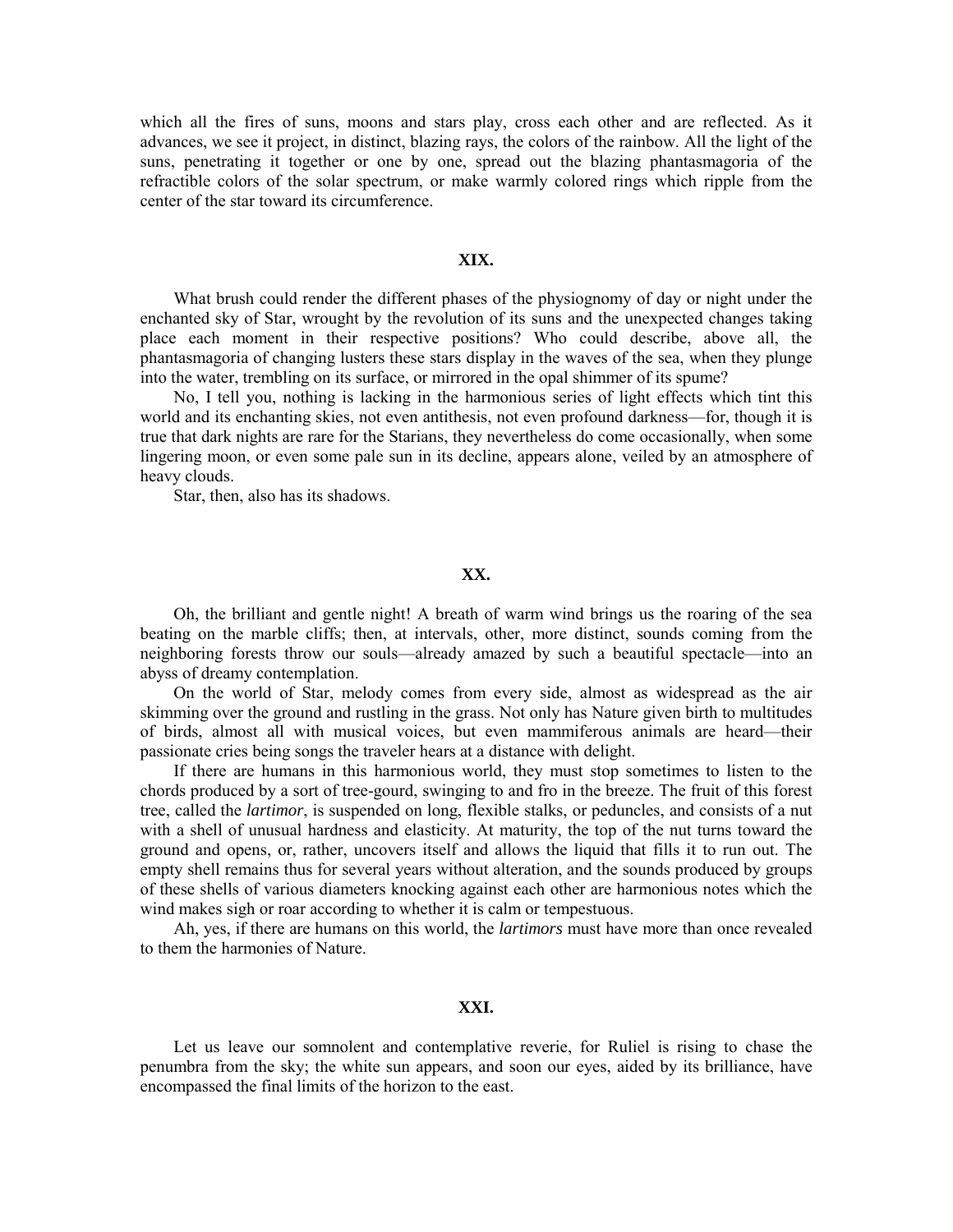which all the fires of suns, moons and stars play, cross each other and are reflected. As it advances, we see it project, in distinct, blazing rays, the colors of the rainbow. All the light of the suns, penetrating it together or one by one, spread out the blazing phantasmagoria of the refractible colors of the solar spectrum, or make warmly colored rings which ripple from the center of the star toward its circumference.

### XIX.

What brush could render the different phases of the physiognomy of day or night under the enchanted sky of Star, wrought by the revolution of its suns and the unexpected changes taking place each moment in their respective positions? Who could describe, above all, the phantasmagoria of changing lusters these stars display in the waves of the sea, when they plunge into the water, trembling on its surface, or mirrored in the opal shimmer of its spume?

No, I tell you, nothing is lacking in the harmonious series of light effects which tint this world and its enchanting skies, not even antithesis, not even profound darkness—for, though it is true that dark nights are rare for the Starians, they nevertheless do come occasionally, when some lingering moon, or even some pale sun in its decline, appears alone, veiled by an atmosphere of heavy clouds.

Star, then, also has its shadows.

### XX.

Oh, the brilliant and gentle night! A breath of warm wind brings us the roaring of the sea beating on the marble cliffs; then, at intervals, other, more distinct, sounds coming from the neighboring forests throw our souls—already amazed by such a beautiful spectacle—into an abyss of dreamy contemplation.

On the world of Star, melody comes from every side, almost as widespread as the air skimming over the ground and rustling in the grass. Not only has Nature given birth to multitudes of birds, almost all with musical voices, but even mammiferous animals are heard—their passionate cries being songs the traveler hears at a distance with delight.

If there are humans in this harmonious world, they must stop sometimes to listen to the chords produced by a sort of tree-gourd, swinging to and fro in the breeze. The fruit of this forest tree, called the *lartimor*, is suspended on long, flexible stalks, or peduncles, and consists of a nut with a shell of unusual hardness and elasticity. At maturity, the top of the nut turns toward the ground and opens, or, rather, uncovers itself and allows the liquid that fills it to run out. The empty shell remains thus for several years without alteration, and the sounds produced by groups of these shells of various diameters knocking against each other are harmonious notes which the wind makes sigh or roar according to whether it is calm or tempestuous.

Ah, yes, if there are humans on this world, the *lartimors* must have more than once revealed to them the harmonies of Nature.

### XXI.

Let us leave our somnolent and contemplative reverie, for Ruliel is rising to chase the penumbra from the sky; the white sun appears, and soon our eyes, aided by its brilliance, have encompassed the final limits of the horizon to the east.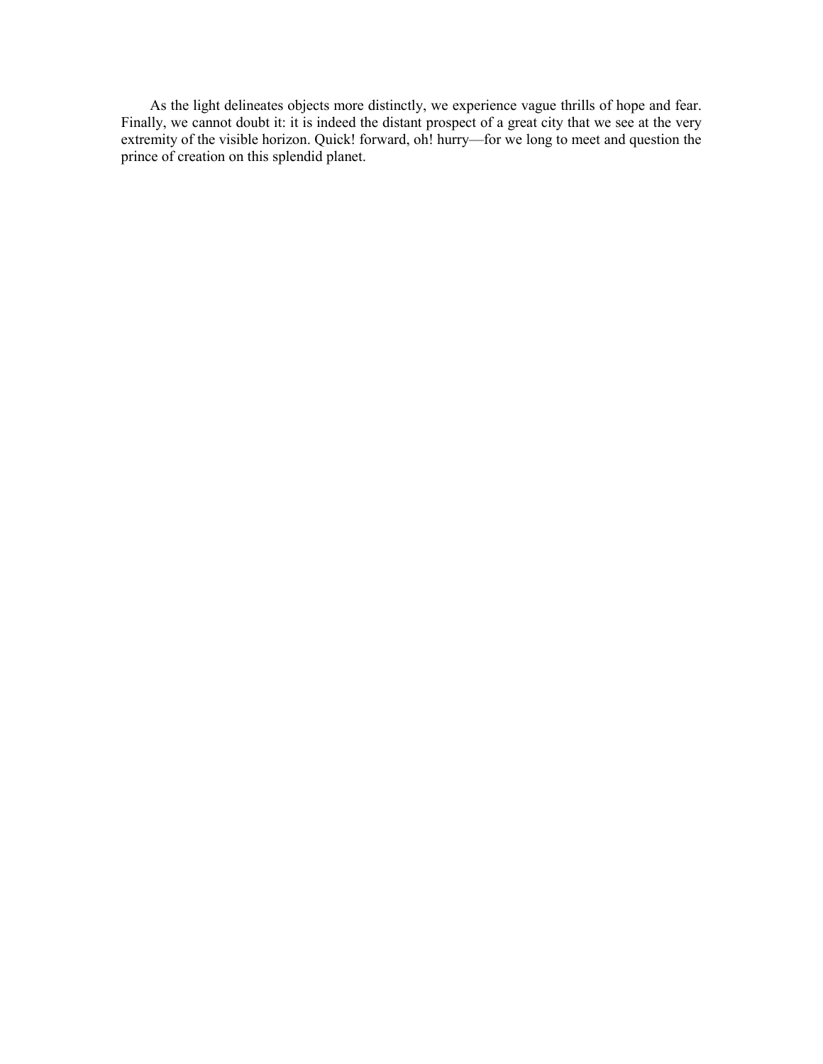As the light delineates objects more distinctly, we experience vague thrills of hope and fear. Finally, we cannot doubt it: it is indeed the distant prospect of a great city that we see at the very extremity of the visible horizon. Quick! forward, oh! hurry—for we long to meet and question the prince of creation on this splendid planet.